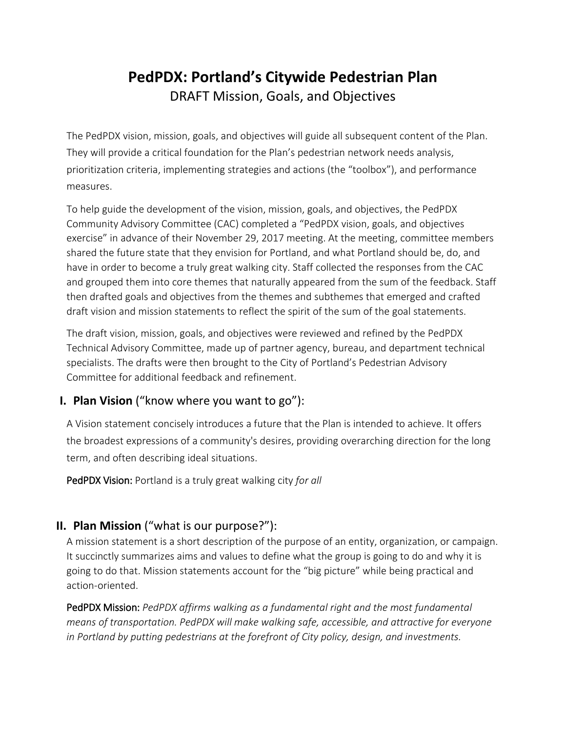# PedPDX: Portland's Citywide Pedestrian Plan

## DRAFT Mission, Goals, and Objectives

The PedPDX vision, mission, goals, and objectives will guide all subsequent content of the Plan. They will provide a critical foundation for the Plan's pedestrian network needs analysis, prioritization criteria, implementing strategies and actions (the "toolbox"), and performance measures.

To help guide the development of the vision, mission, goals, and objectives, the PedPDX Community Advisory Committee (CAC) completed a "PedPDX vision, goals, and objectives exercise" in advance of their November 29, 2017 meeting. At the meeting, committee members shared the future state that they envision for Portland, and what Portland should be, do, and have in order to become a truly great walking city. Staff collected the responses from the CAC and grouped them into core themes that naturally appeared from the sum of the feedback. Staff then drafted goals and objectives from the themes and subthemes that emerged and crafted draft vision and mission statements to reflect the spirit of the sum of the goal statements.

The draft vision, mission, goals, and objectives were reviewed and refined by the PedPDX Technical Advisory Committee, made up of partner agency, bureau, and department technical specialists. The drafts were then brought to the City of Portland's Pedestrian Advisory Committee for additional feedback and refinement.

## I. Plan Vision ("know where you want to go"):

A Vision statement concisely introduces a future that the Plan is intended to achieve. It offers the broadest expressions of a community's desires, providing overarching direction for the long term, and often describing ideal situations.

**PedPDX Vision:** Portland is a truly great walking city *for all*

## II. Plan Mission ("what is our purpose?"):

A mission statement is a short description of the purpose of an entity, organization, or campaign. It succinctly summarizes aims and values to define what the group is going to do and why it is going to do that. Mission statements account for the "big picture" while being practical and action-oriented.

**PedPDX Mission:** *PedPDX affirms walking as a fundamental right and the most fundamental means of transportation. PedPDX will make walking safe, accessible, and attractive for everyone in Portland by putting pedestrians at the forefront of City policy, design, and investments.*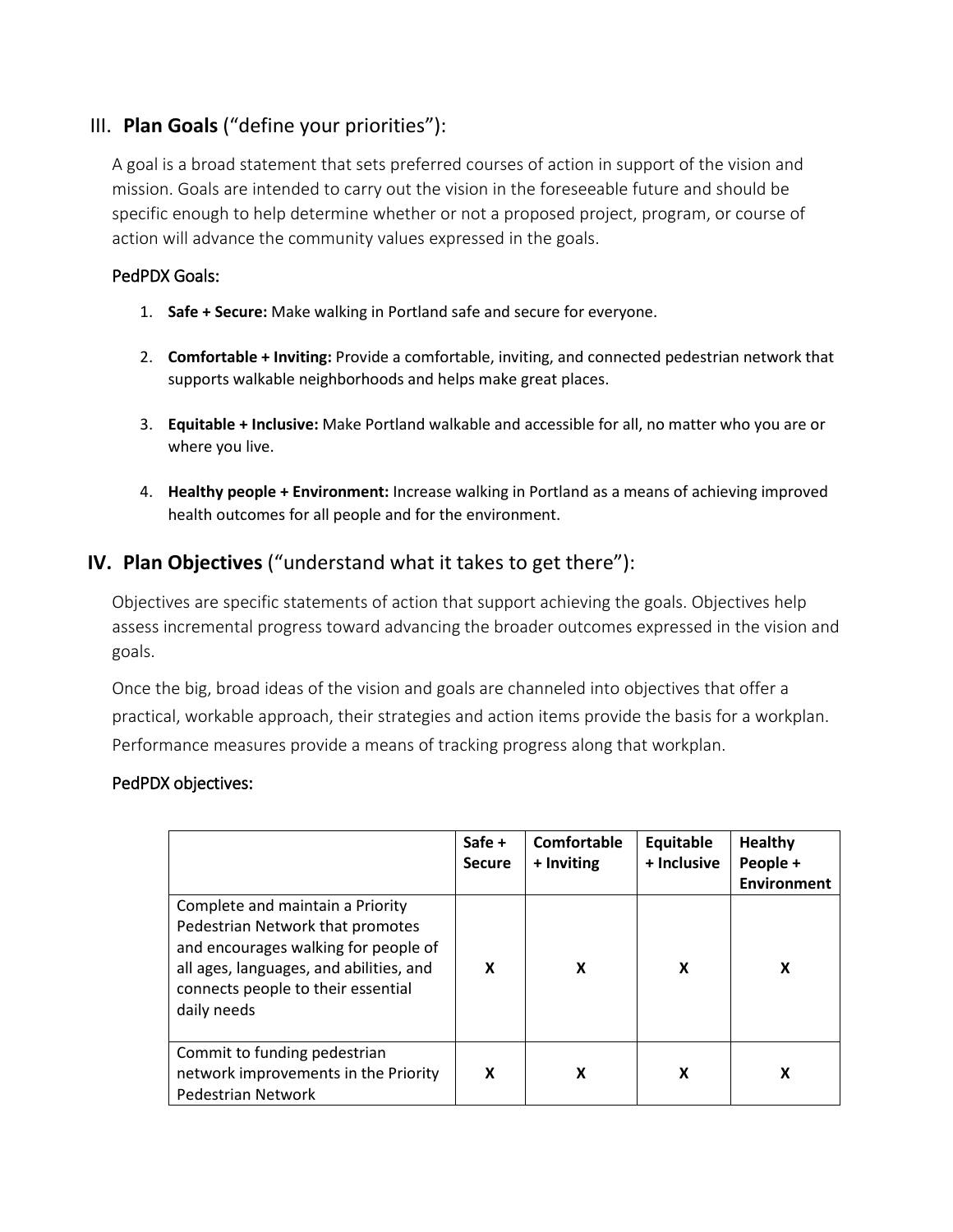## III. **Plan Goals** ("define your priorities"):

A goal is a broad statement that sets preferred courses of action in support of the vision and mission. Goals are intended to carry out the vision in the foreseeable future and should be specific enough to help determine whether or not a proposed project, program, or course of action will advance the community values expressed in the goals.

### PedPDX Goals:

1. **Safe + Secure:** Make walking in Portland safe and secure for everyone.

2. **Comfortable + Inviting:** Provide a comfortable, inviting, and connected pedestrian network that supports walkable neighborhoods and helps make great places.

3. **Equitable + Inclusive:** Make Portland walkable and accessible for all, no matter who you are or where you live.

4. **Healthy people + Environment:** Increase walking in Portland as a means of achieving improved health outcomes for all people and for the environment.

## IV. **Plan Objectives** ("understand what it takes to get there"):

Objectives are specific statements of action that support achieving the goals. Objectives help assess incremental progress toward advancing the broader outcomes expressed in the vision and goals.

Once the big, broad ideas of the vision and goals are channeled into objectives that offer a practical, workable approach, their strategies and action items provide the basis for a workplan. Performance measures provide a means of tracking progress along that workplan.

### PedPDX objectives:

| | Safe + Secure | Comfortable + Inviting | Equitable + Inclusive | Healthy People + Environment |
|---|---|---|---|---|
| Complete and maintain a Priority Pedestrian Network that promotes and encourages walking for people of all ages, languages, and abilities, and connects people to their essential daily needs | X | X | X | X |
| Commit to funding pedestrian network improvements in the Priority Pedestrian Network | X | X | X | X |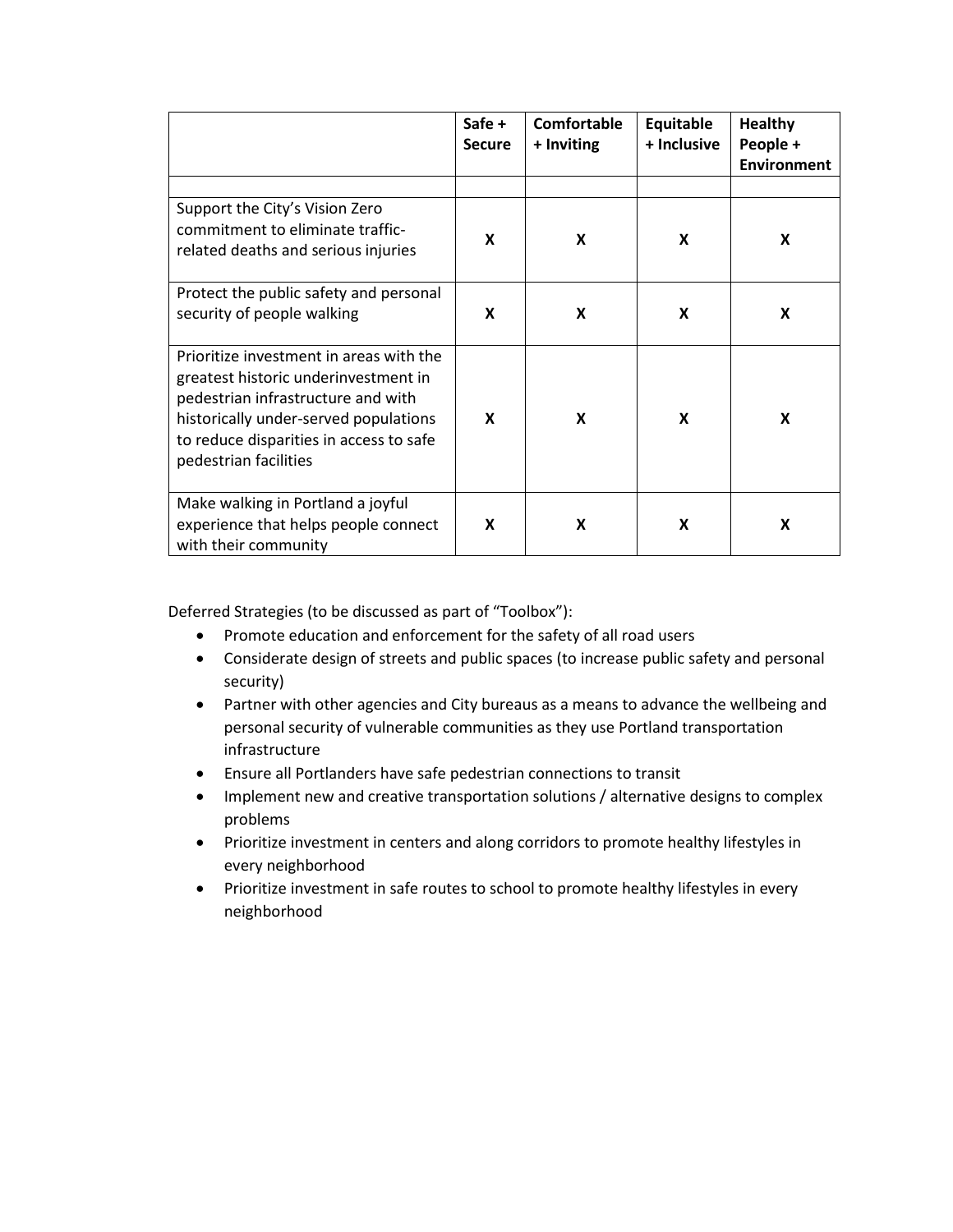| | Safe + Secure | Comfortable + Inviting | Equitable + Inclusive | Healthy People + Environment |
|---|---|---|---|---|
| | | | | |
| Support the City's Vision Zero commitment to eliminate traffic-related deaths and serious injuries | **X** | **X** | **X** | **X** |
| Protect the public safety and personal security of people walking | **X** | **X** | **X** | **X** |
| Prioritize investment in areas with the greatest historic underinvestment in pedestrian infrastructure and with historically under-served populations to reduce disparities in access to safe pedestrian facilities | **X** | **X** | **X** | **X** |
| Make walking in Portland a joyful experience that helps people connect with their community | **X** | **X** | **X** | **X** |

Deferred Strategies (to be discussed as part of "Toolbox"):

- Promote education and enforcement for the safety of all road users
- Considerate design of streets and public spaces (to increase public safety and personal security)
- Partner with other agencies and City bureaus as a means to advance the wellbeing and personal security of vulnerable communities as they use Portland transportation infrastructure
- Ensure all Portlanders have safe pedestrian connections to transit
- Implement new and creative transportation solutions / alternative designs to complex problems
- Prioritize investment in centers and along corridors to promote healthy lifestyles in every neighborhood
- Prioritize investment in safe routes to school to promote healthy lifestyles in every neighborhood